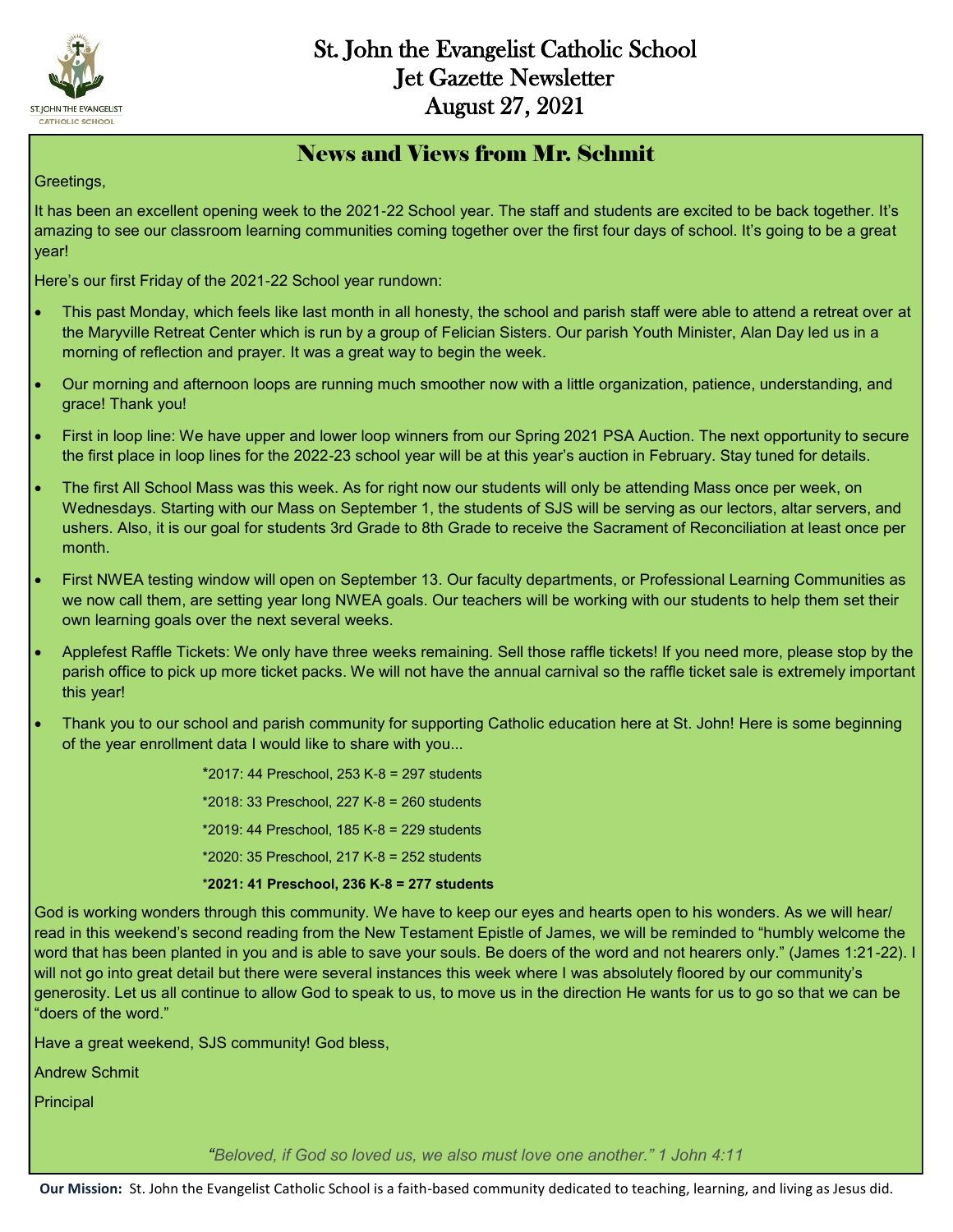# St. John the Evangelist Catholic School
# Jet Gazette Newsletter
# August 27, 2021

## News and Views from Mr. Schmit

Greetings,

It has been an excellent opening week to the 2021-22 School year. The staff and students are excited to be back together. It's amazing to see our classroom learning communities coming together over the first four days of school. It's going to be a great year!

Here's our first Friday of the 2021-22 School year rundown:

- This past Monday, which feels like last month in all honesty, the school and parish staff were able to attend a retreat over at the Maryville Retreat Center which is run by a group of Felician Sisters. Our parish Youth Minister, Alan Day led us in a morning of reflection and prayer. It was a great way to begin the week.
- Our morning and afternoon loops are running much smoother now with a little organization, patience, understanding, and grace! Thank you!
- First in loop line: We have upper and lower loop winners from our Spring 2021 PSA Auction. The next opportunity to secure the first place in loop lines for the 2022-23 school year will be at this year's auction in February. Stay tuned for details.
- The first All School Mass was this week. As for right now our students will only be attending Mass once per week, on Wednesdays. Starting with our Mass on September 1, the students of SJS will be serving as our lectors, altar servers, and ushers. Also, it is our goal for students 3rd Grade to 8th Grade to receive the Sacrament of Reconciliation at least once per month.
- First NWEA testing window will open on September 13. Our faculty departments, or Professional Learning Communities as we now call them, are setting year long NWEA goals. Our teachers will be working with our students to help them set their own learning goals over the next several weeks.
- Applefest Raffle Tickets: We only have three weeks remaining. Sell those raffle tickets! If you need more, please stop by the parish office to pick up more ticket packs. We will not have the annual carnival so the raffle ticket sale is extremely important this year!
- Thank you to our school and parish community for supporting Catholic education here at St. John! Here is some beginning of the year enrollment data I would like to share with you...

  *2017: 44 Preschool, 253 K-8 = 297 students

  *2018: 33 Preschool, 227 K-8 = 260 students

  *2019: 44 Preschool, 185 K-8 = 229 students

  *2020: 35 Preschool, 217 K-8 = 252 students

  ***2021: 41 Preschool, 236 K-8 = 277 students**

God is working wonders through this community. We have to keep our eyes and hearts open to his wonders. As we will hear/read in this weekend's second reading from the New Testament Epistle of James, we will be reminded to "humbly welcome the word that has been planted in you and is able to save your souls. Be doers of the word and not hearers only." (James 1:21-22). I will not go into great detail but there were several instances this week where I was absolutely floored by our community's generosity. Let us all continue to allow God to speak to us, to move us in the direction He wants for us to go so that we can be "doers of the word."

Have a great weekend, SJS community! God bless,

Andrew Schmit

Principal

*"Beloved, if God so loved us, we also must love one another." 1 John 4:11*

**Our Mission:** St. John the Evangelist Catholic School is a faith-based community dedicated to teaching, learning, and living as Jesus did.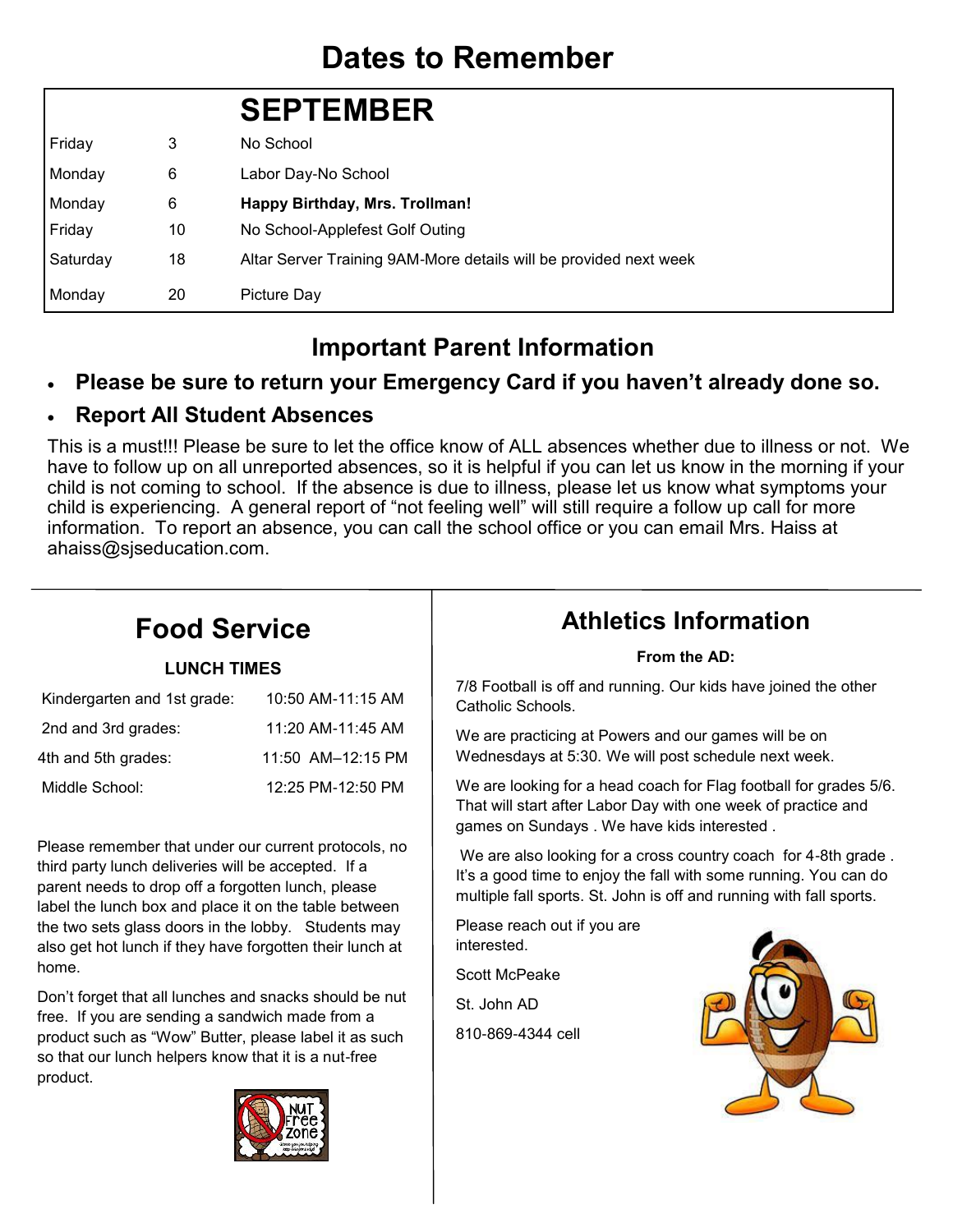# Dates to Remember

| | | SEPTEMBER |
|---|---|---|
| Friday | 3 | No School |
| Monday | 6 | Labor Day-No School |
| Monday | 6 | **Happy Birthday, Mrs. Trollman!** |
| Friday | 10 | No School-Applefest Golf Outing |
| Saturday | 18 | Altar Server Training 9AM-More details will be provided next week |
| Monday | 20 | Picture Day |

## Important Parent Information

- **Please be sure to return your Emergency Card if you haven't already done so.**
- **Report All Student Absences**

This is a must!!! Please be sure to let the office know of ALL absences whether due to illness or not. We have to follow up on all unreported absences, so it is helpful if you can let us know in the morning if your child is not coming to school. If the absence is due to illness, please let us know what symptoms your child is experiencing. A general report of "not feeling well" will still require a follow up call for more information. To report an absence, you can call the school office or you can email Mrs. Haiss at ahaiss@sjseducation.com.

## Food Service

**LUNCH TIMES**

| | |
|---|---|
| Kindergarten and 1st grade: | 10:50 AM-11:15 AM |
| 2nd and 3rd grades: | 11:20 AM-11:45 AM |
| 4th and 5th grades: | 11:50 AM–12:15 PM |
| Middle School: | 12:25 PM-12:50 PM |

Please remember that under our current protocols, no third party lunch deliveries will be accepted. If a parent needs to drop off a forgotten lunch, please label the lunch box and place it on the table between the two sets glass doors in the lobby. Students may also get hot lunch if they have forgotten their lunch at home.

Don't forget that all lunches and snacks should be nut free. If you are sending a sandwich made from a product such as "Wow" Butter, please label it as such so that our lunch helpers know that it is a nut-free product.

## Athletics Information

**From the AD:**

7/8 Football is off and running. Our kids have joined the other Catholic Schools.

We are practicing at Powers and our games will be on Wednesdays at 5:30. We will post schedule next week.

We are looking for a head coach for Flag football for grades 5/6. That will start after Labor Day with one week of practice and games on Sundays . We have kids interested .

We are also looking for a cross country coach for 4-8th grade . It's a good time to enjoy the fall with some running. You can do multiple fall sports. St. John is off and running with fall sports.

Please reach out if you are interested.

Scott McPeake

St. John AD

810-869-4344 cell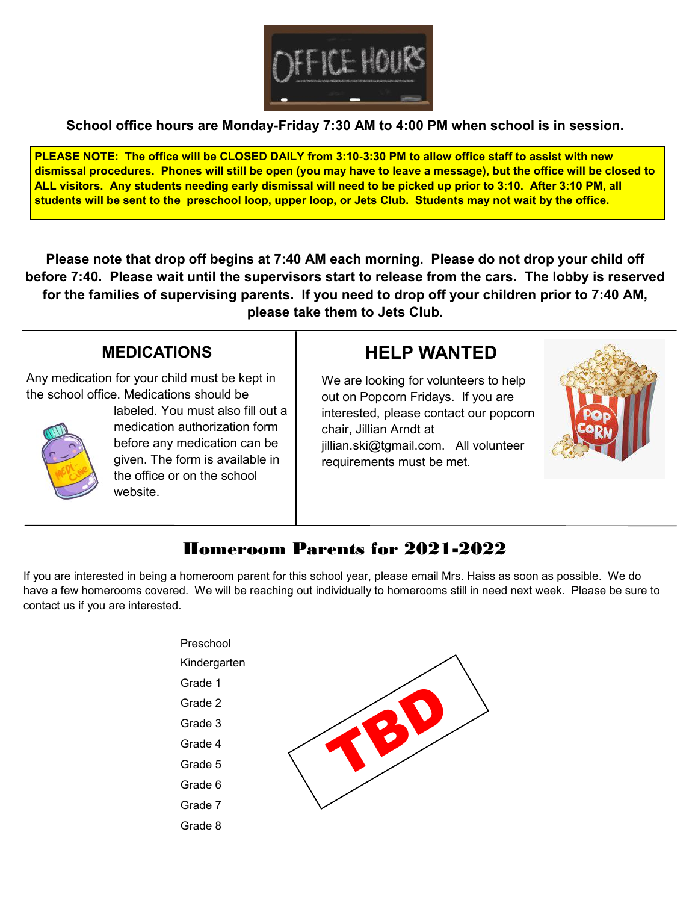# OFFICE HOURS

**School office hours are Monday-Friday 7:30 AM to 4:00 PM when school is in session.**

**PLEASE NOTE: The office will be CLOSED DAILY from 3:10-3:30 PM to allow office staff to assist with new dismissal procedures. Phones will still be open (you may have to leave a message), but the office will be closed to ALL visitors. Any students needing early dismissal will need to be picked up prior to 3:10. After 3:10 PM, all students will be sent to the preschool loop, upper loop, or Jets Club. Students may not wait by the office.**

**Please note that drop off begins at 7:40 AM each morning. Please do not drop your child off before 7:40. Please wait until the supervisors start to release from the cars. The lobby is reserved for the families of supervising parents. If you need to drop off your children prior to 7:40 AM, please take them to Jets Club.**

## MEDICATIONS

Any medication for your child must be kept in the school office. Medications should be labeled. You must also fill out a medication authorization form before any medication can be given. The form is available in the office or on the school website.

## HELP WANTED

We are looking for volunteers to help out on Popcorn Fridays. If you are interested, please contact our popcorn chair, Jillian Arndt at jillian.ski@tgmail.com. All volunteer requirements must be met.

## Homeroom Parents for 2021-2022

If you are interested in being a homeroom parent for this school year, please email Mrs. Haiss as soon as possible. We do have a few homerooms covered. We will be reaching out individually to homerooms still in need next week. Please be sure to contact us if you are interested.

Preschool
Kindergarten
Grade 1
Grade 2
Grade 3
Grade 4
Grade 5
Grade 6
Grade 7
Grade 8

TBD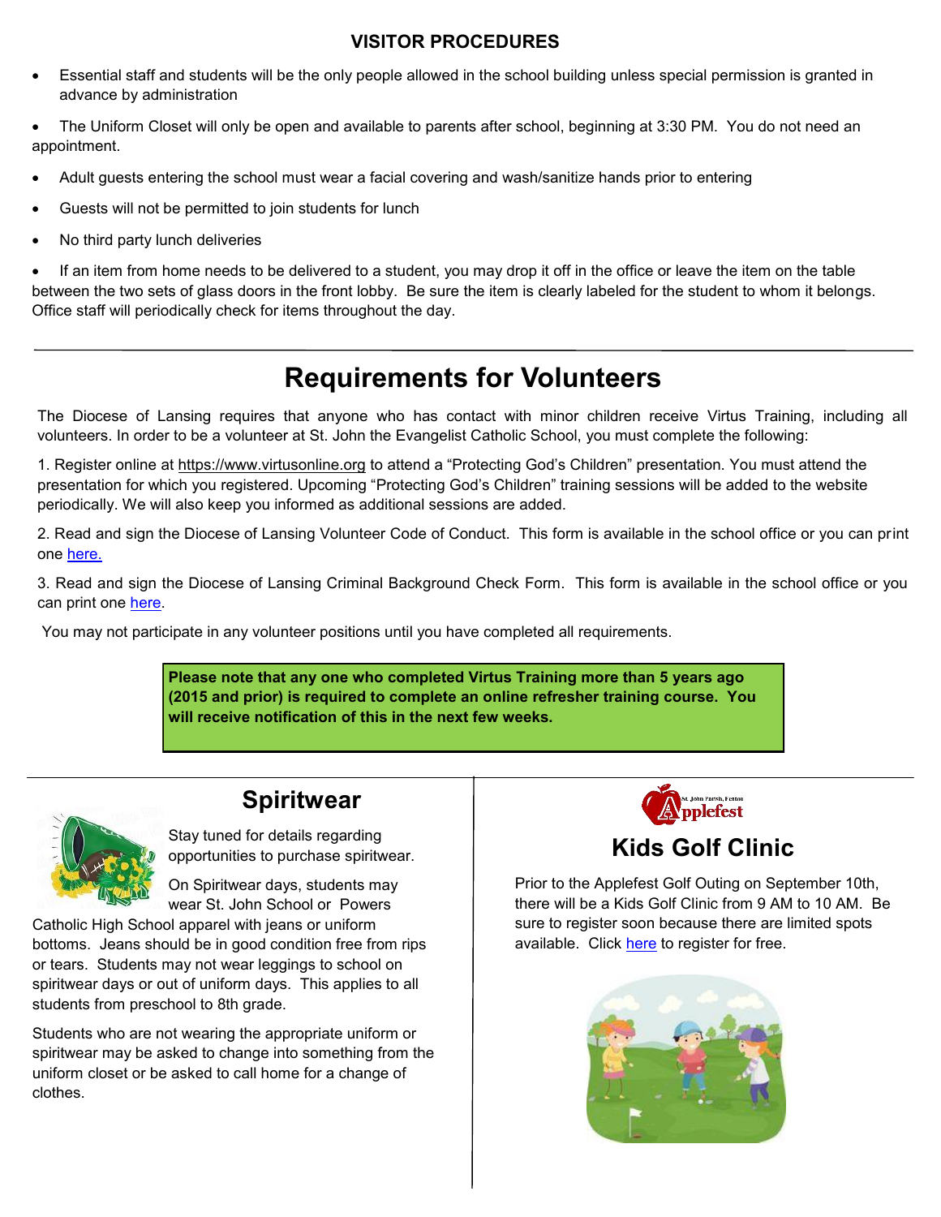## VISITOR PROCEDURES

- Essential staff and students will be the only people allowed in the school building unless special permission is granted in advance by administration
- The Uniform Closet will only be open and available to parents after school, beginning at 3:30 PM. You do not need an appointment.
- Adult guests entering the school must wear a facial covering and wash/sanitize hands prior to entering
- Guests will not be permitted to join students for lunch
- No third party lunch deliveries
- If an item from home needs to be delivered to a student, you may drop it off in the office or leave the item on the table between the two sets of glass doors in the front lobby. Be sure the item is clearly labeled for the student to whom it belongs. Office staff will periodically check for items throughout the day.

---

# Requirements for Volunteers

The Diocese of Lansing requires that anyone who has contact with minor children receive Virtus Training, including all volunteers. In order to be a volunteer at St. John the Evangelist Catholic School, you must complete the following:

1. Register online at https://www.virtusonline.org to attend a "Protecting God's Children" presentation. You must attend the presentation for which you registered. Upcoming "Protecting God's Children" training sessions will be added to the website periodically. We will also keep you informed as additional sessions are added.

2. Read and sign the Diocese of Lansing Volunteer Code of Conduct. This form is available in the school office or you can print one here.

3. Read and sign the Diocese of Lansing Criminal Background Check Form. This form is available in the school office or you can print one here.

You may not participate in any volunteer positions until you have completed all requirements.

**Please note that any one who completed Virtus Training more than 5 years ago (2015 and prior) is required to complete an online refresher training course. You will receive notification of this in the next few weeks.**

---

## Spiritwear

Stay tuned for details regarding opportunities to purchase spiritwear.

On Spiritwear days, students may wear St. John School or Powers Catholic High School apparel with jeans or uniform bottoms. Jeans should be in good condition free from rips or tears. Students may not wear leggings to school on spiritwear days or out of uniform days. This applies to all students from preschool to 8th grade.

Students who are not wearing the appropriate uniform or spiritwear may be asked to change into something from the uniform closet or be asked to call home for a change of clothes.

St. John Parish, Fenton Applefest

## Kids Golf Clinic

Prior to the Applefest Golf Outing on September 10th, there will be a Kids Golf Clinic from 9 AM to 10 AM. Be sure to register soon because there are limited spots available. Click here to register for free.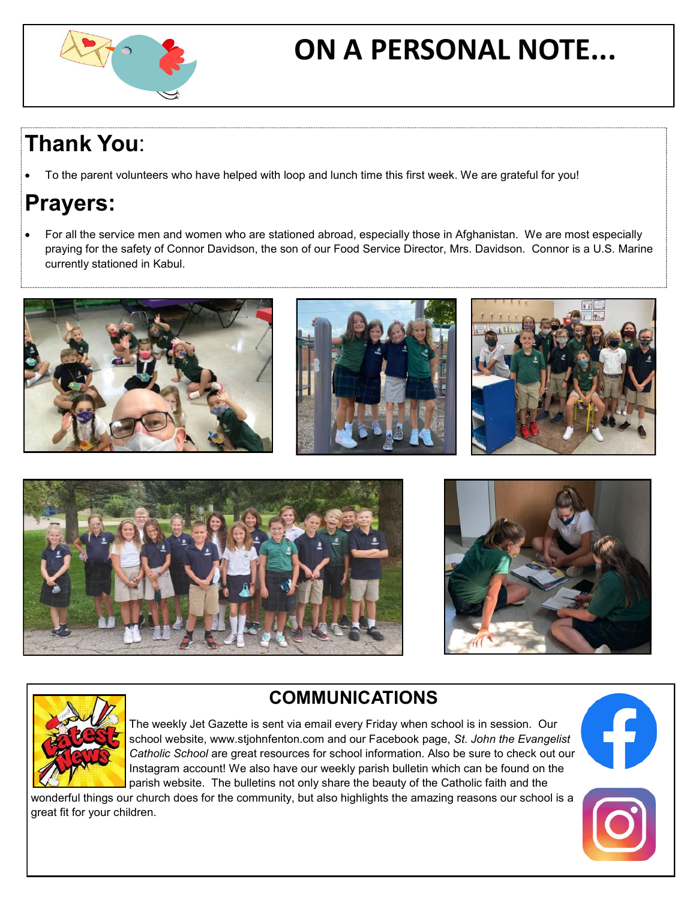# ON A PERSONAL NOTE...

## Thank You:

- To the parent volunteers who have helped with loop and lunch time this first week. We are grateful for you!

## Prayers:

- For all the service men and women who are stationed abroad, especially those in Afghanistan. We are most especially praying for the safety of Connor Davidson, the son of our Food Service Director, Mrs. Davidson. Connor is a U.S. Marine currently stationed in Kabul.

## COMMUNICATIONS

The weekly Jet Gazette is sent via email every Friday when school is in session. Our school website, www.stjohnfenton.com and our Facebook page, *St. John the Evangelist Catholic School* are great resources for school information. Also be sure to check out our Instagram account! We also have our weekly parish bulletin which can be found on the parish website. The bulletins not only share the beauty of the Catholic faith and the wonderful things our church does for the community, but also highlights the amazing reasons our school is a great fit for your children.